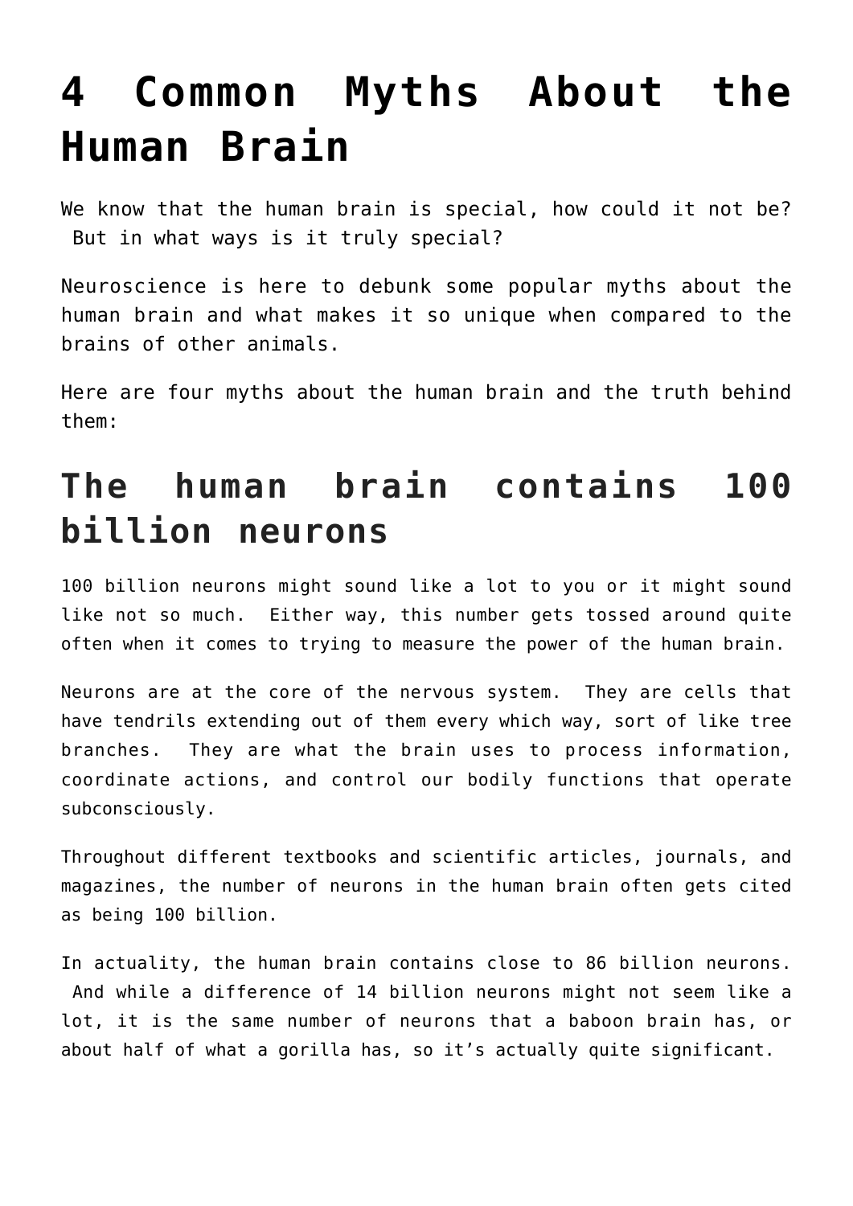# 4 Common Myths About the Human Brain

We know that the human brain is special, how could it not be? But in what ways is it truly special?

Neuroscience is here to debunk some popular myths about the human brain and what makes it so unique when compared to the brains of other animals.

Here are four myths about the human brain and the truth behind them:

## The human brain contains 100 billion neurons

100 billion neurons might sound like a lot to you or it might sound like not so much. Either way, this number gets tossed around quite often when it comes to trying to measure the power of the human brain.

Neurons are at the core of the nervous system. They are cells that have tendrils extending out of them every which way, sort of like tree branches. They are what the brain uses to process information, coordinate actions, and control our bodily functions that operate subconsciously.

Throughout different textbooks and scientific articles, journals, and magazines, the number of neurons in the human brain often gets cited as being 100 billion.

In actuality, the human brain contains close to 86 billion neurons. And while a difference of 14 billion neurons might not seem like a lot, it is the same number of neurons that a baboon brain has, or about half of what a gorilla has, so it’s actually quite significant.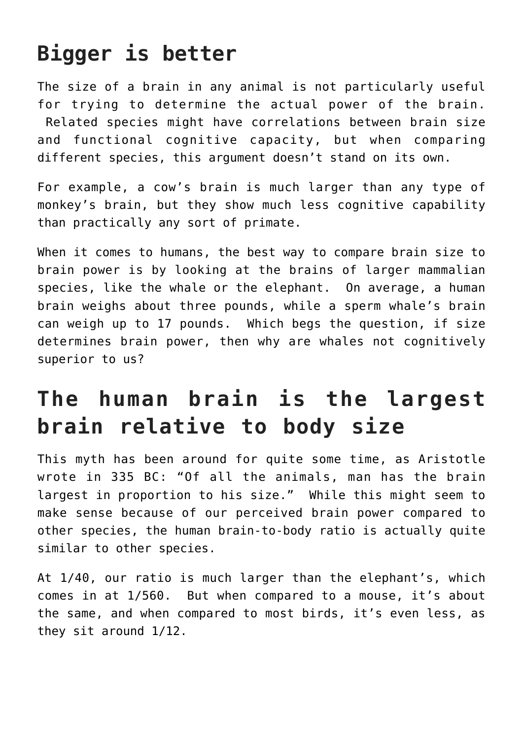## Bigger is better

The size of a brain in any animal is not particularly useful for trying to determine the actual power of the brain. Related species might have correlations between brain size and functional cognitive capacity, but when comparing different species, this argument doesn't stand on its own.

For example, a cow's brain is much larger than any type of monkey's brain, but they show much less cognitive capability than practically any sort of primate.

When it comes to humans, the best way to compare brain size to brain power is by looking at the brains of larger mammalian species, like the whale or the elephant. On average, a human brain weighs about three pounds, while a sperm whale's brain can weigh up to 17 pounds. Which begs the question, if size determines brain power, then why are whales not cognitively superior to us?

## The human brain is the largest brain relative to body size

This myth has been around for quite some time, as Aristotle wrote in 335 BC: "Of all the animals, man has the brain largest in proportion to his size." While this might seem to make sense because of our perceived brain power compared to other species, the human brain-to-body ratio is actually quite similar to other species.

At 1/40, our ratio is much larger than the elephant's, which comes in at 1/560. But when compared to a mouse, it's about the same, and when compared to most birds, it's even less, as they sit around 1/12.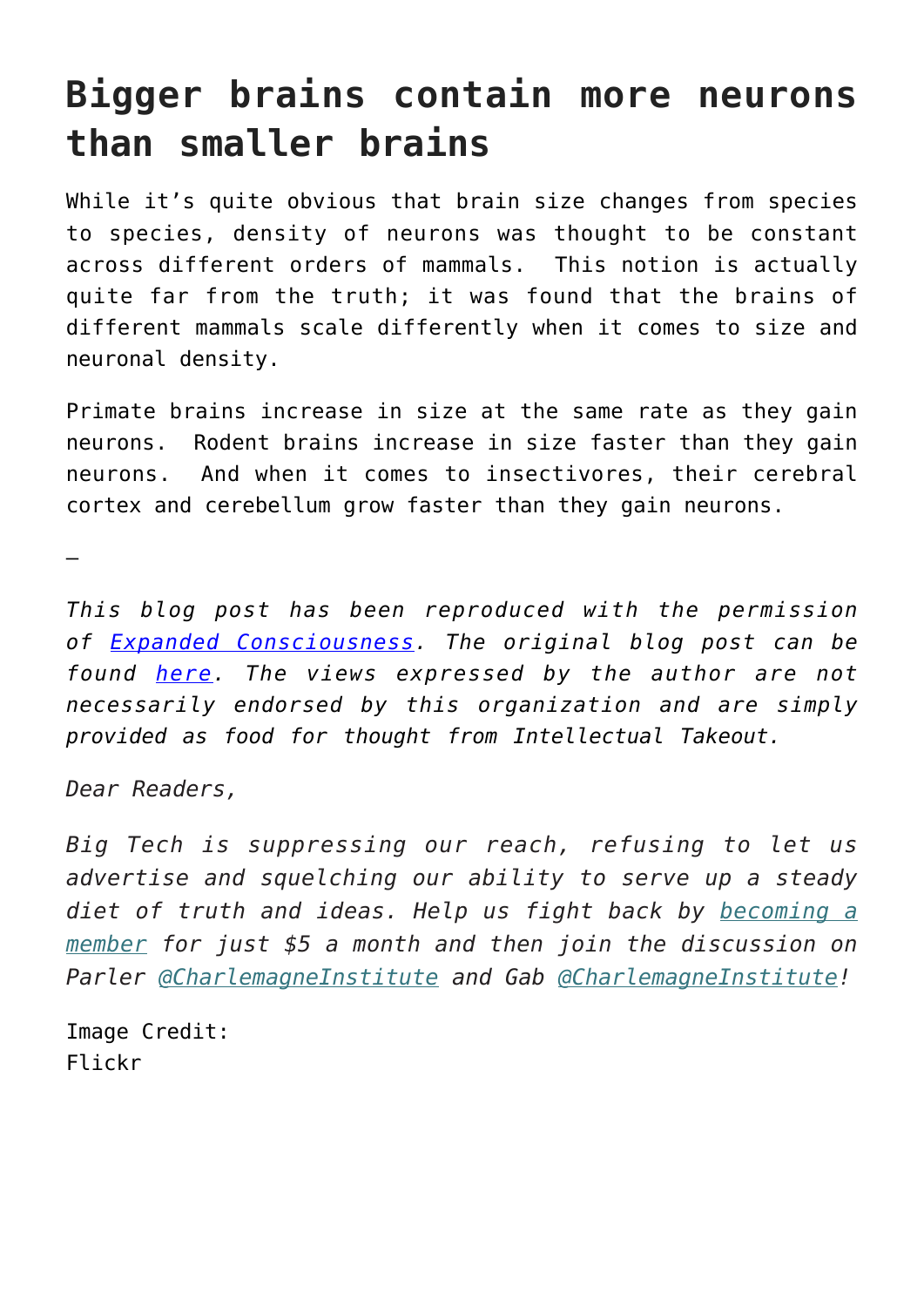## Bigger brains contain more neurons than smaller brains

While it's quite obvious that brain size changes from species to species, density of neurons was thought to be constant across different orders of mammals. This notion is actually quite far from the truth; it was found that the brains of different mammals scale differently when it comes to size and neuronal density.

Primate brains increase in size at the same rate as they gain neurons. Rodent brains increase in size faster than they gain neurons. And when it comes to insectivores, their cerebral cortex and cerebellum grow faster than they gain neurons.

—

*This blog post has been reproduced with the permission of [Expanded Consciousness](). The original blog post can be found [here](). The views expressed by the author are not necessarily endorsed by this organization and are simply provided as food for thought from Intellectual Takeout.*

*Dear Readers,*

*Big Tech is suppressing our reach, refusing to let us advertise and squelching our ability to serve up a steady diet of truth and ideas. Help us fight back by [becoming a member]() for just $5 a month and then join the discussion on Parler [@CharlemagneInstitute]() and Gab [@CharlemagneInstitute]()!*

Image Credit:
Flickr